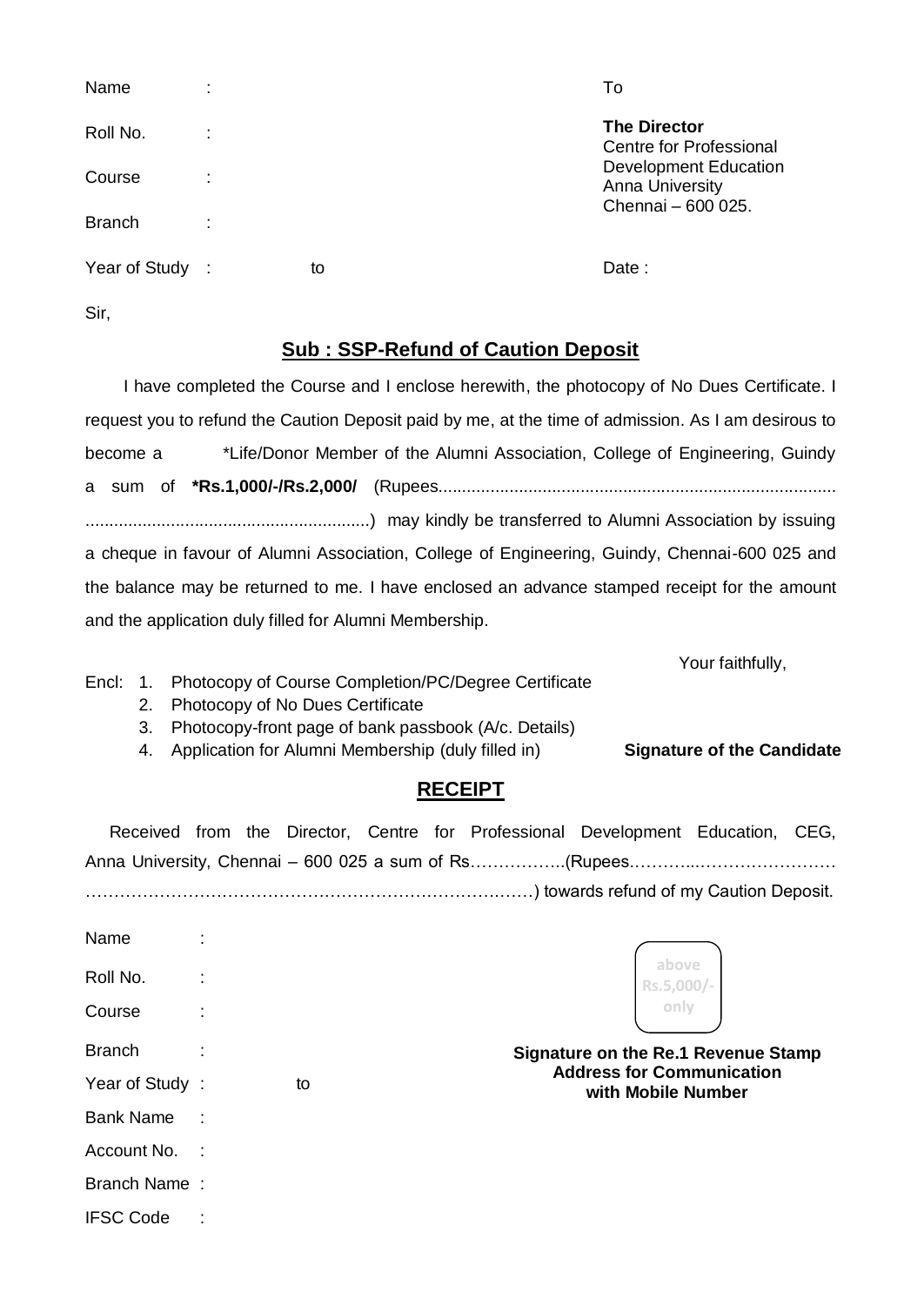Name :

Roll No. :

Course :

Branch :

Year of Study : to

To

**The Director**
Centre for Professional Development Education
Anna University
Chennai – 600 025.

Date :

Sir,

## Sub : SSP-Refund of Caution Deposit

I have completed the Course and I enclose herewith, the photocopy of No Dues Certificate. I request you to refund the Caution Deposit paid by me, at the time of admission. As I am desirous to become a *Life/Donor Member of the Alumni Association, College of Engineering, Guindy a sum of ***Rs.1,000/-/Rs.2,000/** (Rupees.......................................................................................................................................................) may kindly be transferred to Alumni Association by issuing a cheque in favour of Alumni Association, College of Engineering, Guindy, Chennai-600 025 and the balance may be returned to me. I have enclosed an advance stamped receipt for the amount and the application duly filled for Alumni Membership.

Your faithfully,

Encl:
1. Photocopy of Course Completion/PC/Degree Certificate
2. Photocopy of No Dues Certificate
3. Photocopy-front page of bank passbook (A/c. Details)
4. Application for Alumni Membership (duly filled in)

**Signature of the Candidate**

## RECEIPT

Received from the Director, Centre for Professional Development Education, CEG, Anna University, Chennai – 600 025 a sum of Rs……………..(Rupees.………..…………………… …………………………………………………………….……….) towards refund of my Caution Deposit.

Name :

Roll No. :

Course :

Branch :

Year of Study : to

Bank Name :

Account No. :

Branch Name :

IFSC Code :

above Rs.5,000/- only

**Signature on the Re.1 Revenue Stamp**
**Address for Communication with Mobile Number**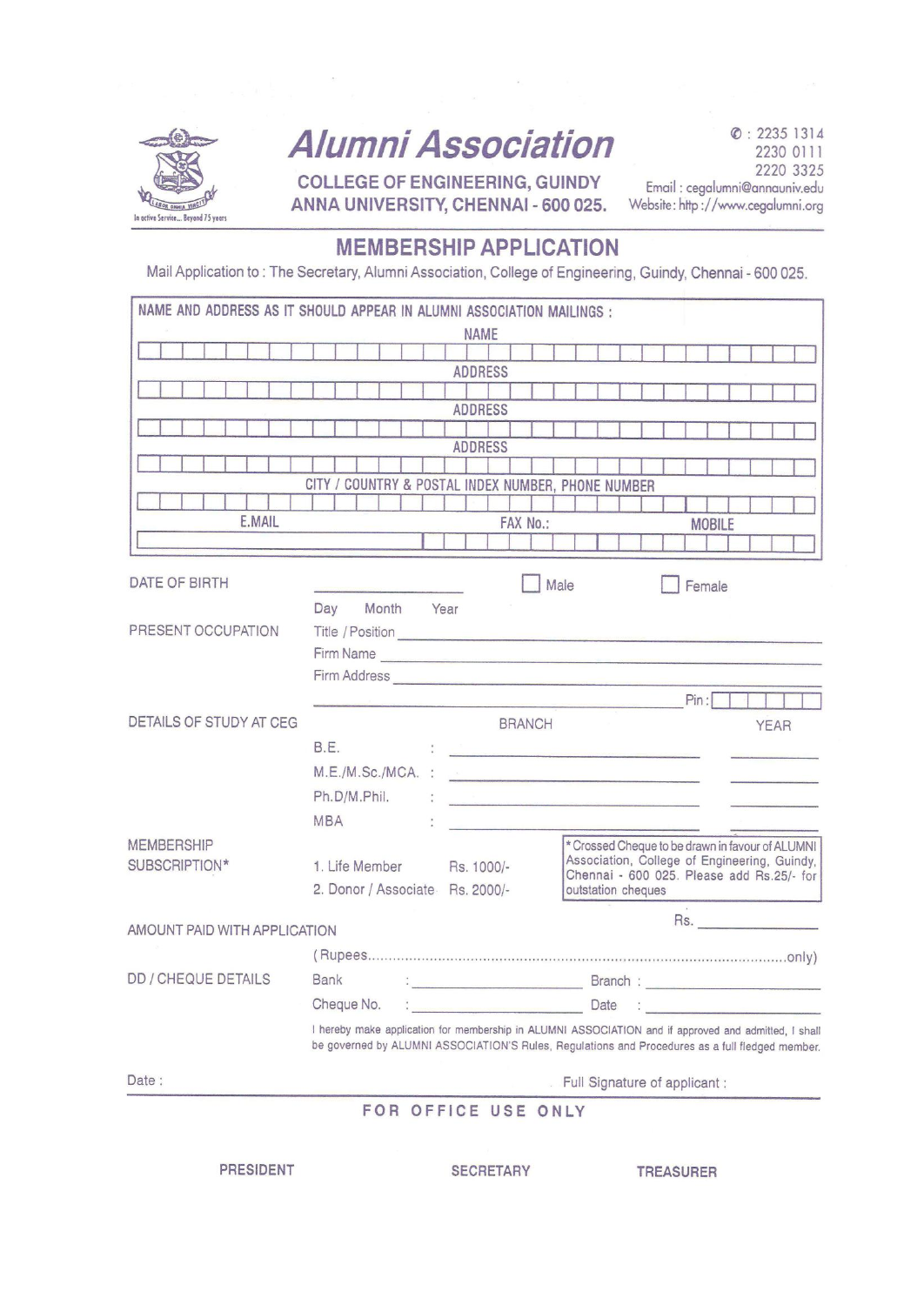# Alumni Association

**COLLEGE OF ENGINEERING, GUINDY**
**ANNA UNIVERSITY, CHENNAI - 600 025.**

In active Service... Beyond 75 years

✆ : 2235 1314
2230 0111
2220 3325
Email : cegalumni@annauniv.edu
Website: http ://www.cegalumni.org

## MEMBERSHIP APPLICATION

Mail Application to : The Secretary, Alumni Association, College of Engineering, Guindy, Chennai - 600 025.

NAME AND ADDRESS AS IT SHOULD APPEAR IN ALUMNI ASSOCIATION MAILINGS :

NAME

ADDRESS

ADDRESS

ADDRESS

CITY / COUNTRY & POSTAL INDEX NUMBER, PHONE NUMBER

E.MAIL | FAX No.: | MOBILE

DATE OF BIRTH ____________ Day Month Year ☐ Male ☐ Female

PRESENT OCCUPATION
Title / Position ____________
Firm Name ____________
Firm Address ____________
____________ Pin :

DETAILS OF STUDY AT CEG

| | BRANCH | YEAR |
|---|---|---|
| B.E. : | | |
| M.E./M.Sc./MCA. : | | |
| Ph.D/M.Phil. : | | |
| MBA : | | |

MEMBERSHIP SUBSCRIPTION*
1. Life Member Rs. 1000/-
2. Donor / Associate Rs. 2000/-

* Crossed Cheque to be drawn in favour of ALUMNI Association, College of Engineering, Guindy, Chennai - 600 025. Please add Rs.25/- for outstation cheques

AMOUNT PAID WITH APPLICATION Rs. ____________

(Rupees..........................................................only)

DD / CHEQUE DETAILS
Bank : ____________ Branch : ____________
Cheque No. : ____________ Date : ____________

I hereby make application for membership in ALUMNI ASSOCIATION and if approved and admitted, I shall be governed by ALUMNI ASSOCIATION'S Rules, Regulations and Procedures as a full fledged member.

Date : Full Signature of applicant :

**FOR OFFICE USE ONLY**

PRESIDENT SECRETARY TREASURER